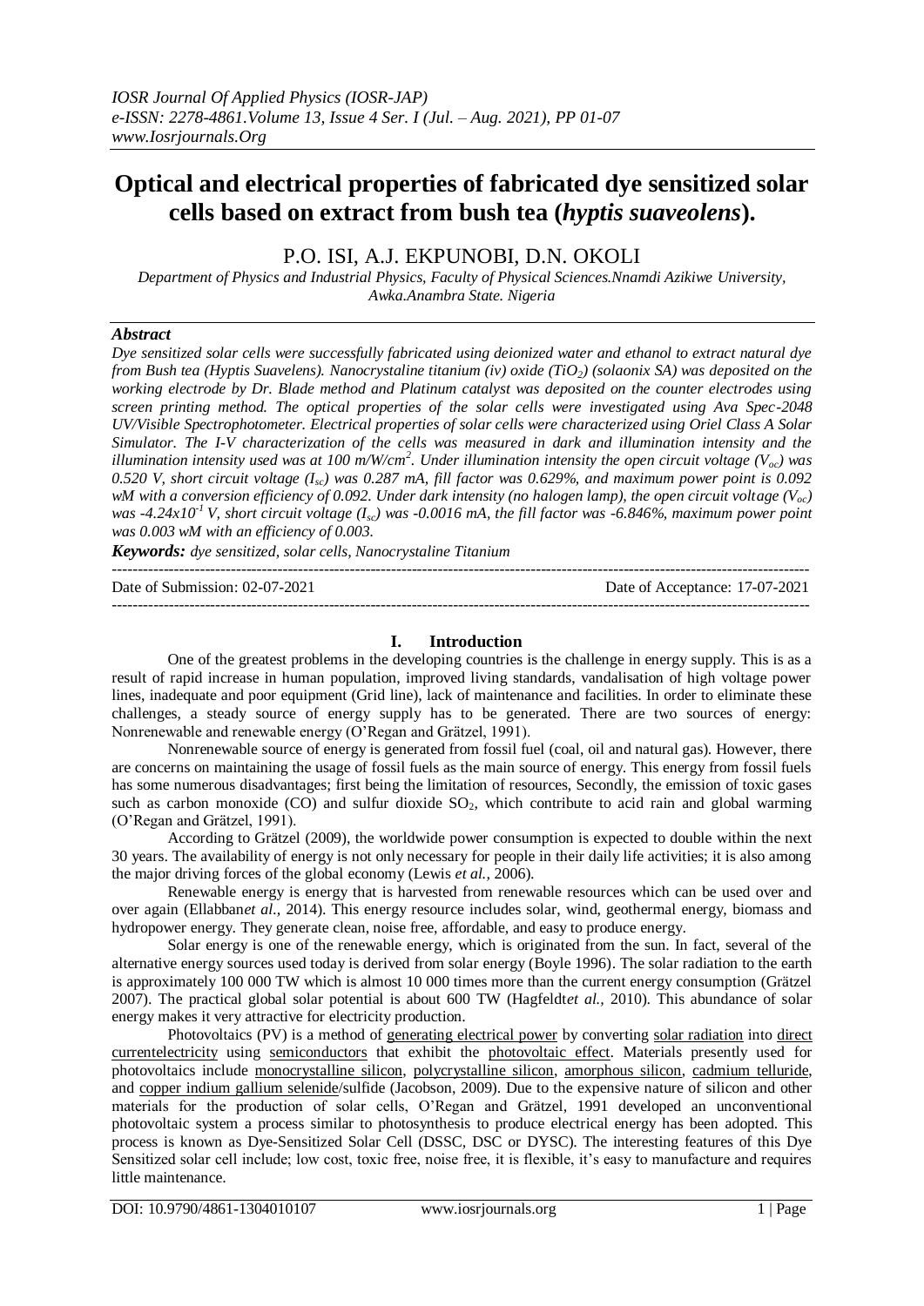# Optical and electrical properties of fabricated dye sensitized solar cells based on extract from bush tea (*hyptis suaveolens*).

P.O. ISI, A.J. EKPUNOBI, D.N. OKOLI

*Department of Physics and Industrial Physics, Faculty of Physical Sciences.Nnamdi Azikiwe University, Awka.Anambra State. Nigeria*

## *Abstract*

*Dye sensitized solar cells were successfully fabricated using deionized water and ethanol to extract natural dye from Bush tea (Hyptis Suavelens). Nanocrystaline titanium (iv) oxide ($TiO_2$) (solaonix SA) was deposited on the working electrode by Dr. Blade method and Platinum catalyst was deposited on the counter electrodes using screen printing method. The optical properties of the solar cells were investigated using Ava Spec-2048 UV/Visible Spectrophotometer. Electrical properties of solar cells were characterized using Oriel Class A Solar Simulator. The I-V characterization of the cells was measured in dark and illumination intensity and the illumination intensity used was at 100 m/W/cm$^2$. Under illumination intensity the open circuit voltage ($V_{oc}$) was 0.520 V, short circuit voltage ($I_{sc}$) was 0.287 mA, fill factor was 0.629%, and maximum power point is 0.092 wM with a conversion efficiency of 0.092. Under dark intensity (no halogen lamp), the open circuit voltage ($V_{oc}$) was -4.24x10$^{-1}$ V, short circuit voltage ($I_{sc}$) was -0.0016 mA, the fill factor was -6.846%, maximum power point was 0.003 wM with an efficiency of 0.003.*

***Keywords:*** *dye sensitized, solar cells, Nanocrystaline Titanium*

Date of Submission: 02-07-2021 Date of Acceptance: 17-07-2021

## I. Introduction

One of the greatest problems in the developing countries is the challenge in energy supply. This is as a result of rapid increase in human population, improved living standards, vandalisation of high voltage power lines, inadequate and poor equipment (Grid line), lack of maintenance and facilities. In order to eliminate these challenges, a steady source of energy supply has to be generated. There are two sources of energy: Nonrenewable and renewable energy (O'Regan and Grätzel, 1991).

Nonrenewable source of energy is generated from fossil fuel (coal, oil and natural gas). However, there are concerns on maintaining the usage of fossil fuels as the main source of energy. This energy from fossil fuels has some numerous disadvantages; first being the limitation of resources, Secondly, the emission of toxic gases such as carbon monoxide (CO) and sulfur dioxide $SO_2$, which contribute to acid rain and global warming (O'Regan and Grätzel, 1991).

According to Grätzel (2009), the worldwide power consumption is expected to double within the next 30 years. The availability of energy is not only necessary for people in their daily life activities; it is also among the major driving forces of the global economy (Lewis *et al.,* 2006).

Renewable energy is energy that is harvested from renewable resources which can be used over and over again (Ellabban*et al.,* 2014). This energy resource includes solar, wind, geothermal energy, biomass and hydropower energy. They generate clean, noise free, affordable, and easy to produce energy.

Solar energy is one of the renewable energy, which is originated from the sun. In fact, several of the alternative energy sources used today is derived from solar energy (Boyle 1996). The solar radiation to the earth is approximately 100 000 TW which is almost 10 000 times more than the current energy consumption (Grätzel 2007). The practical global solar potential is about 600 TW (Hagfeldt*et al.,* 2010). This abundance of solar energy makes it very attractive for electricity production.

Photovoltaics (PV) is a method of generating electrical power by converting solar radiation into direct currentelectricity using semiconductors that exhibit the photovoltaic effect. Materials presently used for photovoltaics include monocrystalline silicon, polycrystalline silicon, amorphous silicon, cadmium telluride, and copper indium gallium selenide/sulfide (Jacobson, 2009). Due to the expensive nature of silicon and other materials for the production of solar cells, O'Regan and Grätzel, 1991 developed an unconventional photovoltaic system a process similar to photosynthesis to produce electrical energy has been adopted. This process is known as Dye-Sensitized Solar Cell (DSSC, DSC or DYSC). The interesting features of this Dye Sensitized solar cell include; low cost, toxic free, noise free, it is flexible, it's easy to manufacture and requires little maintenance.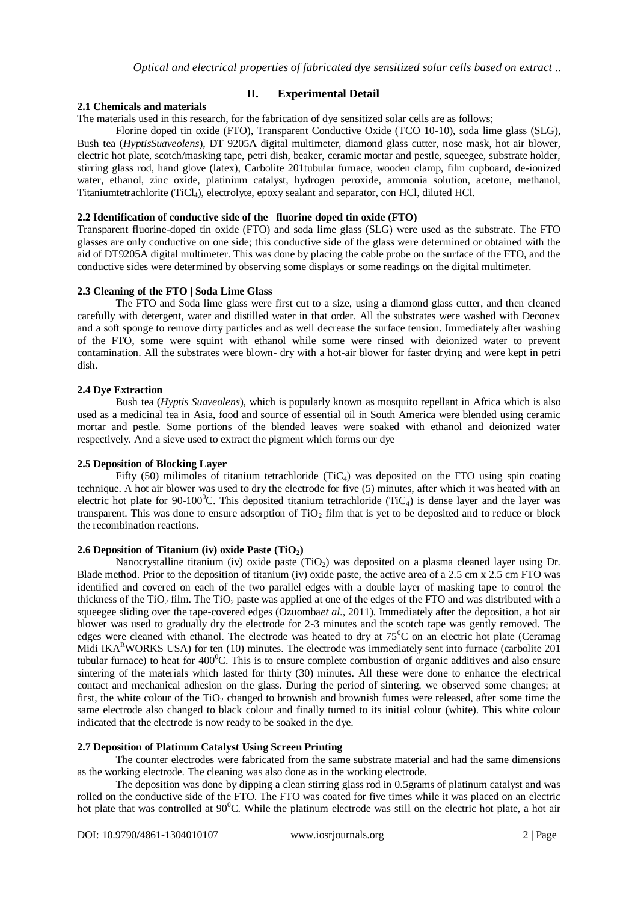## II. Experimental Detail

### 2.1 Chemicals and materials

The materials used in this research, for the fabrication of dye sensitized solar cells are as follows;

Florine doped tin oxide (FTO), Transparent Conductive Oxide (TCO 10-10), soda lime glass (SLG), Bush tea (*HyptisSuaveolens*), DT 9205A digital multimeter, diamond glass cutter, nose mask, hot air blower, electric hot plate, scotch/masking tape, petri dish, beaker, ceramic mortar and pestle, squeegee, substrate holder, stirring glass rod, hand glove (latex), Carbolite 201tubular furnace, wooden clamp, film cupboard, de-ionized water, ethanol, zinc oxide, platinium catalyst, hydrogen peroxide, ammonia solution, acetone, methanol, Titaniumtetrachlorite ($TiCl_4$), electrolyte, epoxy sealant and separator, con HCl, diluted HCl.

### 2.2 Identification of conductive side of the fluorine doped tin oxide (FTO)

Transparent fluorine-doped tin oxide (FTO) and soda lime glass (SLG) were used as the substrate. The FTO glasses are only conductive on one side; this conductive side of the glass were determined or obtained with the aid of DT9205A digital multimeter. This was done by placing the cable probe on the surface of the FTO, and the conductive sides were determined by observing some displays or some readings on the digital multimeter.

### 2.3 Cleaning of the FTO | Soda Lime Glass

The FTO and Soda lime glass were first cut to a size, using a diamond glass cutter, and then cleaned carefully with detergent, water and distilled water in that order. All the substrates were washed with Deconex and a soft sponge to remove dirty particles and as well decrease the surface tension. Immediately after washing of the FTO, some were squint with ethanol while some were rinsed with deionized water to prevent contamination. All the substrates were blown- dry with a hot-air blower for faster drying and were kept in petri dish.

### 2.4 Dye Extraction

Bush tea (*Hyptis Suaveolens*), which is popularly known as mosquito repellant in Africa which is also used as a medicinal tea in Asia, food and source of essential oil in South America were blended using ceramic mortar and pestle. Some portions of the blended leaves were soaked with ethanol and deionized water respectively. And a sieve used to extract the pigment which forms our dye

### 2.5 Deposition of Blocking Layer

Fifty (50) milimoles of titanium tetrachloride ($TiC_4$) was deposited on the FTO using spin coating technique. A hot air blower was used to dry the electrode for five (5) minutes, after which it was heated with an electric hot plate for 90-100$^0$C. This deposited titanium tetrachloride ($TiC_4$) is dense layer and the layer was transparent. This was done to ensure adsorption of $TiO_2$ film that is yet to be deposited and to reduce or block the recombination reactions.

### 2.6 Deposition of Titanium (iv) oxide Paste ($TiO_2$)

Nanocrystalline titanium (iv) oxide paste ($TiO_2$) was deposited on a plasma cleaned layer using Dr. Blade method. Prior to the deposition of titanium (iv) oxide paste, the active area of a 2.5 cm x 2.5 cm FTO was identified and covered on each of the two parallel edges with a double layer of masking tape to control the thickness of the $TiO_2$ film. The $TiO_2$ paste was applied at one of the edges of the FTO and was distributed with a squeegee sliding over the tape-covered edges (Ozuomba*et al.*, 2011). Immediately after the deposition, a hot air blower was used to gradually dry the electrode for 2-3 minutes and the scotch tape was gently removed. The edges were cleaned with ethanol. The electrode was heated to dry at 75$^0$C on an electric hot plate (Ceramag Midi IKA$^R$WORKS USA) for ten (10) minutes. The electrode was immediately sent into furnace (carbolite 201 tubular furnace) to heat for 400$^0$C. This is to ensure complete combustion of organic additives and also ensure sintering of the materials which lasted for thirty (30) minutes. All these were done to enhance the electrical contact and mechanical adhesion on the glass. During the period of sintering, we observed some changes; at first, the white colour of the $TiO_2$ changed to brownish and brownish fumes were released, after some time the same electrode also changed to black colour and finally turned to its initial colour (white). This white colour indicated that the electrode is now ready to be soaked in the dye.

### 2.7 Deposition of Platinum Catalyst Using Screen Printing

The counter electrodes were fabricated from the same substrate material and had the same dimensions as the working electrode. The cleaning was also done as in the working electrode.

The deposition was done by dipping a clean stirring glass rod in 0.5grams of platinum catalyst and was rolled on the conductive side of the FTO. The FTO was coated for five times while it was placed on an electric hot plate that was controlled at 90$^0$C. While the platinum electrode was still on the electric hot plate, a hot air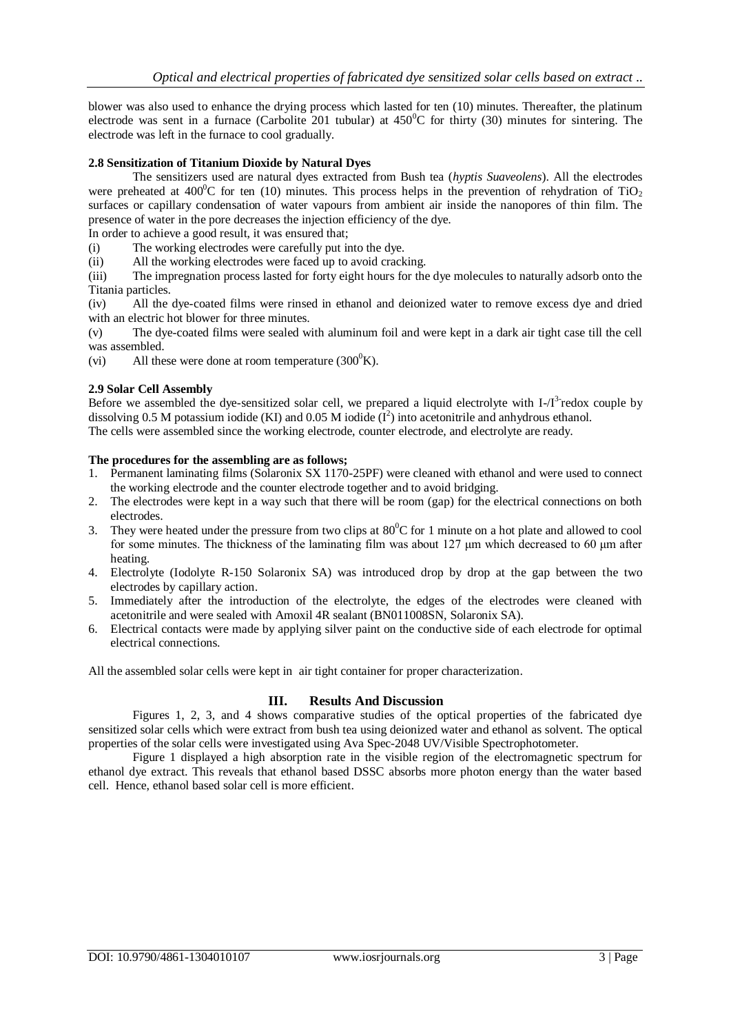blower was also used to enhance the drying process which lasted for ten (10) minutes. Thereafter, the platinum electrode was sent in a furnace (Carbolite 201 tubular) at $450^0C$ for thirty (30) minutes for sintering. The electrode was left in the furnace to cool gradually.

### 2.8 Sensitization of Titanium Dioxide by Natural Dyes

The sensitizers used are natural dyes extracted from Bush tea (*hyptis Suaveolens*). All the electrodes were preheated at $400^0C$ for ten (10) minutes. This process helps in the prevention of rehydration of $TiO_2$ surfaces or capillary condensation of water vapours from ambient air inside the nanopores of thin film. The presence of water in the pore decreases the injection efficiency of the dye.

In order to achieve a good result, it was ensured that;

(i) The working electrodes were carefully put into the dye.

(ii) All the working electrodes were faced up to avoid cracking.

(iii) The impregnation process lasted for forty eight hours for the dye molecules to naturally adsorb onto the Titania particles.

(iv) All the dye-coated films were rinsed in ethanol and deionized water to remove excess dye and dried with an electric hot blower for three minutes.

(v) The dye-coated films were sealed with aluminum foil and were kept in a dark air tight case till the cell was assembled.

(vi) All these were done at room temperature ($300^0K$).

### 2.9 Solar Cell Assembly

Before we assembled the dye-sensitized solar cell, we prepared a liquid electrolyte with $I\text{-}/I^{3-}$redox couple by dissolving 0.5 M potassium iodide (KI) and 0.05 M iodide ($I^2$) into acetonitrile and anhydrous ethanol.

The cells were assembled since the working electrode, counter electrode, and electrolyte are ready.

**The procedures for the assembling are as follows;**

1. Permanent laminating films (Solaronix SX 1170-25PF) were cleaned with ethanol and were used to connect the working electrode and the counter electrode together and to avoid bridging.
2. The electrodes were kept in a way such that there will be room (gap) for the electrical connections on both electrodes.
3. They were heated under the pressure from two clips at $80^0C$ for 1 minute on a hot plate and allowed to cool for some minutes. The thickness of the laminating film was about 127 μm which decreased to 60 μm after heating.
4. Electrolyte (Iodolyte R-150 Solaronix SA) was introduced drop by drop at the gap between the two electrodes by capillary action.
5. Immediately after the introduction of the electrolyte, the edges of the electrodes were cleaned with acetonitrile and were sealed with Amoxil 4R sealant (BN011008SN, Solaronix SA).
6. Electrical contacts were made by applying silver paint on the conductive side of each electrode for optimal electrical connections.

All the assembled solar cells were kept in air tight container for proper characterization.

## III. Results And Discussion

Figures 1, 2, 3, and 4 shows comparative studies of the optical properties of the fabricated dye sensitized solar cells which were extract from bush tea using deionized water and ethanol as solvent. The optical properties of the solar cells were investigated using Ava Spec-2048 UV/Visible Spectrophotometer.

Figure 1 displayed a high absorption rate in the visible region of the electromagnetic spectrum for ethanol dye extract. This reveals that ethanol based DSSC absorbs more photon energy than the water based cell. Hence, ethanol based solar cell is more efficient.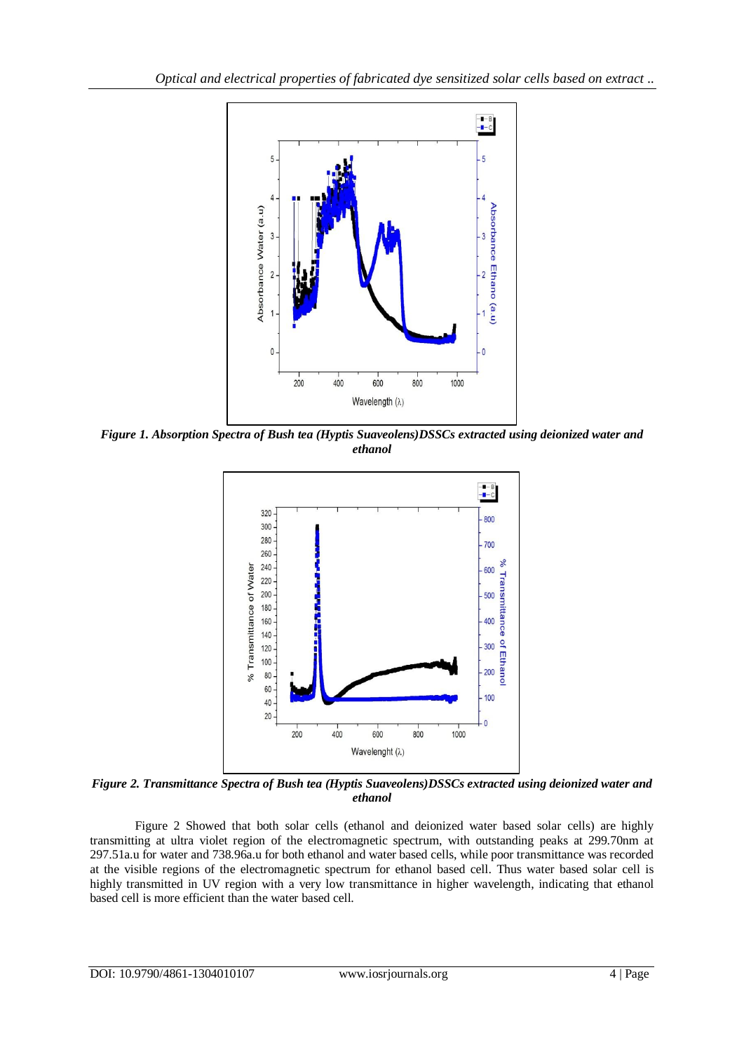Absorbance Water (a.u)

Absorbance Ethano (a.u)

Wavelength (λ)

B

C

0 1 2 3 4 5

200 400 600 800 1000

*Figure 1. Absorption Spectra of Bush tea (Hyptis Suaveolens)DSSCs extracted using deionized water and ethanol*

% Transmittance of Water

% Transmittance of Ethanol

Wavelenght (λ)

B

C

20 40 60 80 100 120 140 160 180 200 220 240 260 280 300 320

0 100 200 300 400 500 600 700 800

200 400 600 800 1000

*Figure 2. Transmittance Spectra of Bush tea (Hyptis Suaveolens)DSSCs extracted using deionized water and ethanol*

Figure 2 Showed that both solar cells (ethanol and deionized water based solar cells) are highly transmitting at ultra violet region of the electromagnetic spectrum, with outstanding peaks at 299.70nm at 297.51a.u for water and 738.96a.u for both ethanol and water based cells, while poor transmittance was recorded at the visible regions of the electromagnetic spectrum for ethanol based cell. Thus water based solar cell is highly transmitted in UV region with a very low transmittance in higher wavelength, indicating that ethanol based cell is more efficient than the water based cell.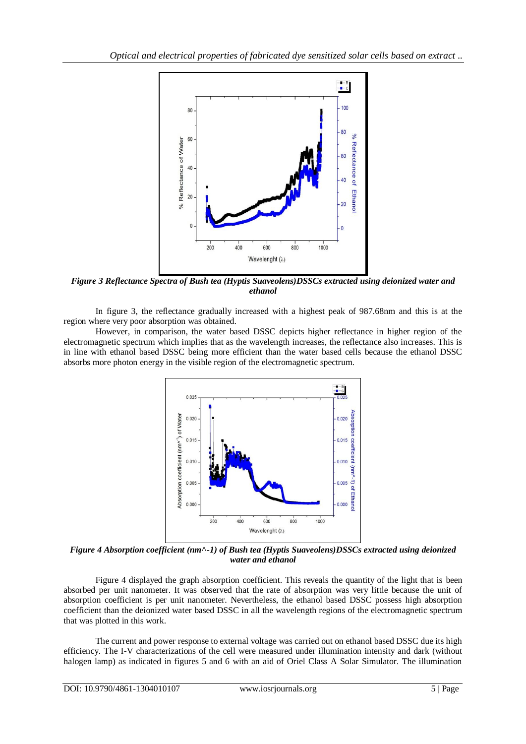B
C

80
60
40
20
0

100
80
60
40
20
0

% Reflectance of Water

% Reflectance of Ethanol

200
400
600
800
1000

Wavelenght (λ)

***Figure 3 Reflectance Spectra of Bush tea (Hyptis Suaveolens)DSSCs extracted using deionized water and ethanol***

In figure 3, the reflectance gradually increased with a highest peak of 987.68nm and this is at the region where very poor absorption was obtained.

However, in comparison, the water based DSSC depicts higher reflectance in higher region of the electromagnetic spectrum which implies that as the wavelength increases, the reflectance also increases. This is in line with ethanol based DSSC being more efficient than the water based cells because the ethanol DSSC absorbs more photon energy in the visible region of the electromagnetic spectrum.

B
C

0.025
0.020
0.015
0.010
0.005
0.000

0.025
0.020
0.015
0.010
0.005
0.000

Absorption coefficient (nm$^{-1}$) of Water

Absorption coefficient (nm^-1) of Ethanol

200
400
600
800
1000

Wavelenght (λ)

***Figure 4 Absorption coefficient (nm^-1) of Bush tea (Hyptis Suaveolens)DSSCs extracted using deionized water and ethanol***

Figure 4 displayed the graph absorption coefficient. This reveals the quantity of the light that is been absorbed per unit nanometer. It was observed that the rate of absorption was very little because the unit of absorption coefficient is per unit nanometer. Nevertheless, the ethanol based DSSC possess high absorption coefficient than the deionized water DSSC in all the wavelength regions of the electromagnetic spectrum that was plotted in this work.

The current and power response to external voltage was carried out on ethanol based DSSC due its high efficiency. The I-V characterizations of the cell were measured under illumination intensity and dark (without halogen lamp) as indicated in figures 5 and 6 with an aid of Oriel Class A Solar Simulator. The illumination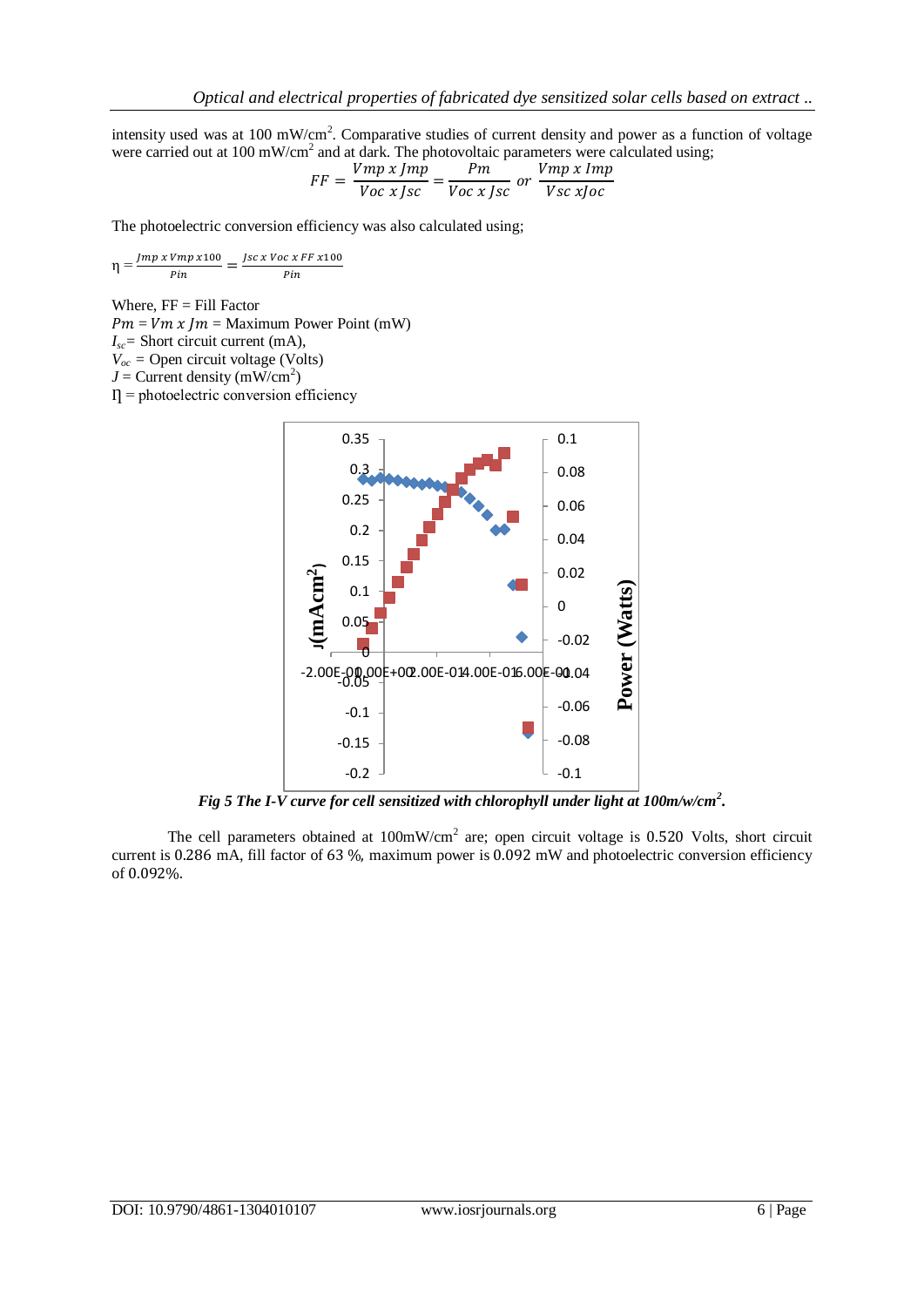intensity used was at 100 $mW/cm^2$. Comparative studies of current density and power as a function of voltage were carried out at 100 $mW/cm^2$ and at dark. The photovoltaic parameters were calculated using;

$$FF = \frac{Vmp\ x\ Jmp}{Voc\ x\ Jsc} = \frac{Pm}{Voc\ x\ Jsc}\ or\ \frac{Vmp\ x\ Imp}{Vsc\ xJoc}$$

The photoelectric conversion efficiency was also calculated using;

$$\eta = \frac{Jmp\ x\ Vmp\ x100}{Pin} = \frac{Jsc\ x\ Voc\ x\ FF\ x100}{Pin}$$

Where, FF = Fill Factor
$Pm = Vm\ x\ Jm$ = Maximum Power Point (mW)
$I_{sc}$= Short circuit current (mA),
$V_{oc}$ = Open circuit voltage (Volts)
$J$ = Current density ($mW/cm^2$)
Ŋ = photoelectric conversion efficiency

J(mAcm²)
0.35
0.3
0.25
0.2
0.15
0.1
0.05
0
-0.05
-0.1
-0.15
-0.2
-2.00E-01
0.00E+00
2.00E-01
4.00E-01
6.00E-01
Power (Watts)
0.1
0.08
0.06
0.04
0.02
0
-0.02
-0.04
-0.06
-0.08
-0.1

*Fig 5 The I-V curve for cell sensitized with chlorophyll under light at 100m/w/cm²***.**

The cell parameters obtained at 100$mW/cm^2$ are; open circuit voltage is 0.520 Volts, short circuit current is 0.286 mA, fill factor of 63 %, maximum power is 0.092 mW and photoelectric conversion efficiency of 0.092%.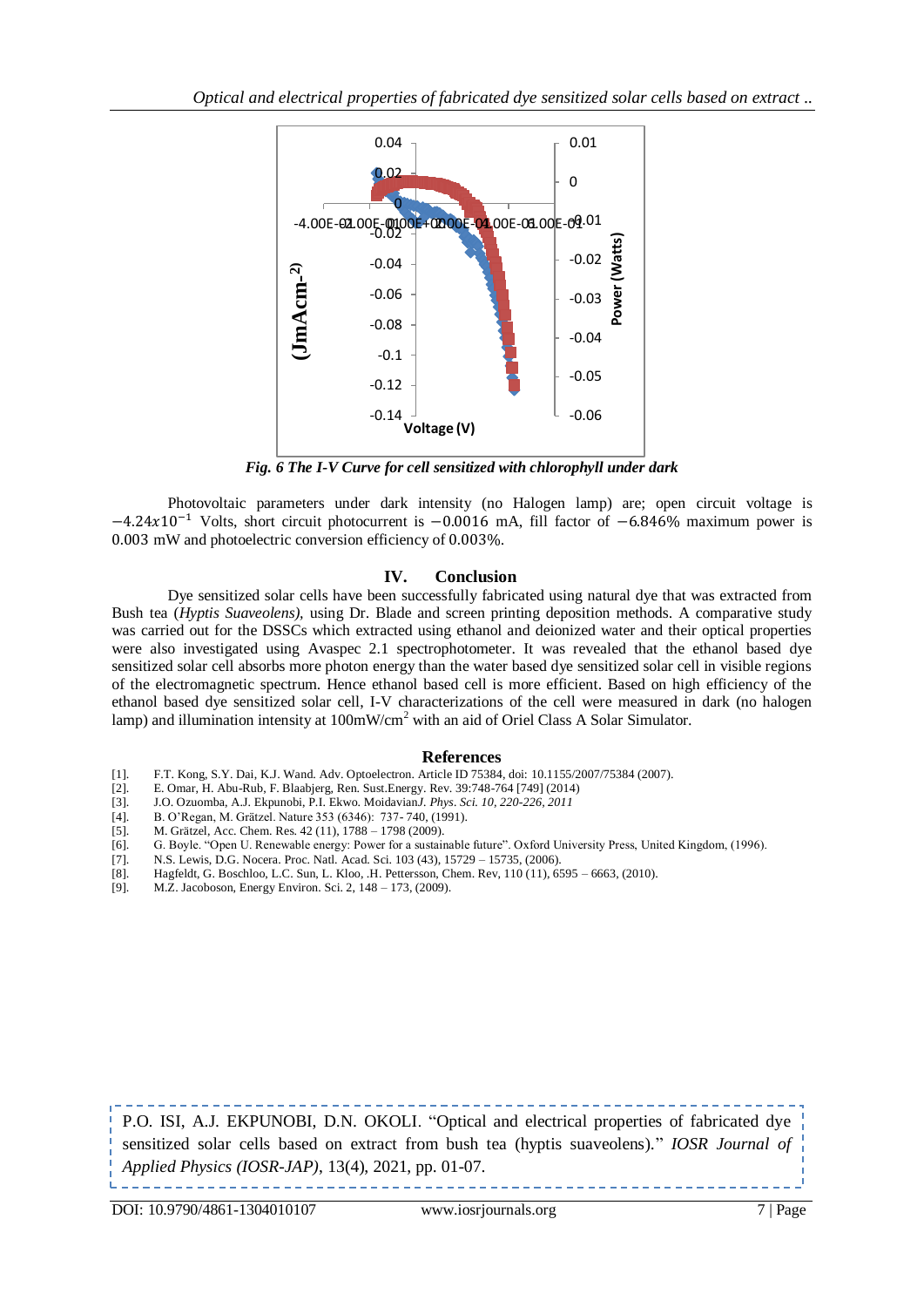0.04
0.02
0
-0.02
-0.04
-0.06
-0.08
-0.1
-0.12
-0.14

0.01
0
-0.01
-0.02
-0.03
-0.04
-0.05
-0.06

-4.00E-02 -2.00E-02 0.00E+00 2.00E-02 4.00E-02 6.00E-02 8.00E-02

(JmAcm-2)

Power (Watts)

Voltage (V)

*Fig. 6 The I-V Curve for cell sensitized with chlorophyll under dark*

Photovoltaic parameters under dark intensity (no Halogen lamp) are; open circuit voltage is $-4.24x10^{-1}$ Volts, short circuit photocurrent is $-0.0016$ mA, fill factor of $-6.846\%$ maximum power is $0.003$ mW and photoelectric conversion efficiency of $0.003\%$.

## IV. Conclusion

Dye sensitized solar cells have been successfully fabricated using natural dye that was extracted from Bush tea (*Hyptis Suaveolens)*, using Dr. Blade and screen printing deposition methods. A comparative study was carried out for the DSSCs which extracted using ethanol and deionized water and their optical properties were also investigated using Avaspec 2.1 spectrophotometer. It was revealed that the ethanol based dye sensitized solar cell absorbs more photon energy than the water based dye sensitized solar cell in visible regions of the electromagnetic spectrum. Hence ethanol based cell is more efficient. Based on high efficiency of the ethanol based dye sensitized solar cell, I-V characterizations of the cell were measured in dark (no halogen lamp) and illumination intensity at $100mW/cm^2$ with an aid of Oriel Class A Solar Simulator.

## References

[1]. F.T. Kong, S.Y. Dai, K.J. Wand. Adv. Optoelectron. Article ID 75384, doi: 10.1155/2007/75384 (2007).
[2]. E. Omar, H. Abu-Rub, F. Blaabjerg, Ren. Sust.Energy. Rev. 39:748-764 [749] (2014)
[3]. J.O. Ozuomba, A.J. Ekpunobi, P.I. Ekwo. Moidavian*J. Phys. Sci. 10, 220-226, 2011*
[4]. B. O'Regan, M. Grätzel. Nature 353 (6346): 737- 740, (1991).
[5]. M. Grätzel, Acc. Chem. Res. 42 (11), 1788 – 1798 (2009).
[6]. G. Boyle. "Open U. Renewable energy: Power for a sustainable future". Oxford University Press, United Kingdom, (1996).
[7]. N.S. Lewis, D.G. Nocera. Proc. Natl. Acad. Sci. 103 (43), 15729 – 15735, (2006).
[8]. Hagfeldt, G. Boschloo, L.C. Sun, L. Kloo, .H. Pettersson, Chem. Rev, 110 (11), 6595 – 6663, (2010).
[9]. M.Z. Jacoboson, Energy Environ. Sci. 2, 148 – 173, (2009).

P.O. ISI, A.J. EKPUNOBI, D.N. OKOLI. "Optical and electrical properties of fabricated dye sensitized solar cells based on extract from bush tea (hyptis suaveolens)." *IOSR Journal of Applied Physics (IOSR-JAP)*, 13(4), 2021, pp. 01-07.